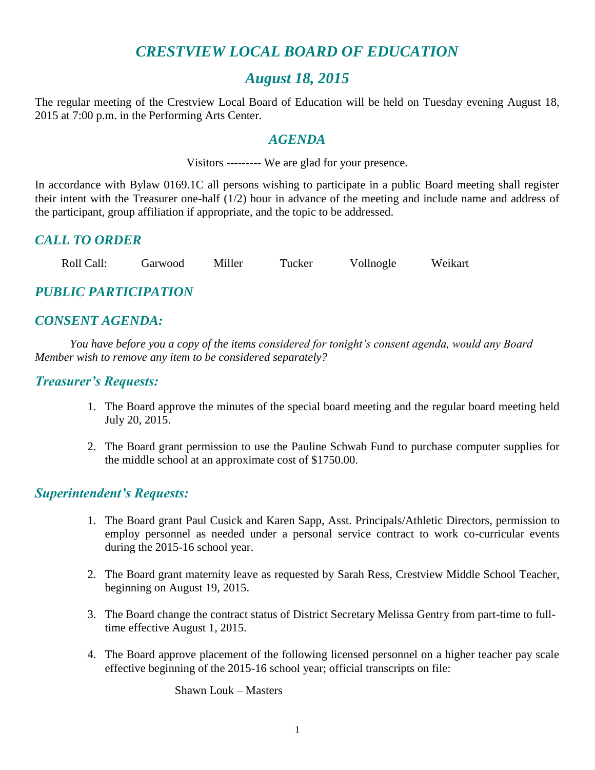# *CRESTVIEW LOCAL BOARD OF EDUCATION*

## *August 18, 2015*

The regular meeting of the Crestview Local Board of Education will be held on Tuesday evening August 18, 2015 at 7:00 p.m. in the Performing Arts Center.

### *AGENDA*

Visitors --------- We are glad for your presence.

In accordance with Bylaw 0169.1C all persons wishing to participate in a public Board meeting shall register their intent with the Treasurer one-half (1/2) hour in advance of the meeting and include name and address of the participant, group affiliation if appropriate, and the topic to be addressed.

## *CALL TO ORDER*

Roll Call: Garwood Miller Tucker Vollnogle Weikart

## *PUBLIC PARTICIPATION*

## *CONSENT AGENDA:*

*You have before you a copy of the items considered for tonight's consent agenda, would any Board Member wish to remove any item to be considered separately?*

### *Treasurer's Requests:*

1. The Board approve the minutes of the special board meeting and the regular board meeting held July 20, 2015.

2. The Board grant permission to use the Pauline Schwab Fund to purchase computer supplies for the middle school at an approximate cost of $1750.00.

### *Superintendent's Requests:*

1. The Board grant Paul Cusick and Karen Sapp, Asst. Principals/Athletic Directors, permission to employ personnel as needed under a personal service contract to work co-curricular events during the 2015-16 school year.

2. The Board grant maternity leave as requested by Sarah Ress, Crestview Middle School Teacher, beginning on August 19, 2015.

3. The Board change the contract status of District Secretary Melissa Gentry from part-time to full-time effective August 1, 2015.

4. The Board approve placement of the following licensed personnel on a higher teacher pay scale effective beginning of the 2015-16 school year; official transcripts on file:

   Shawn Louk – Masters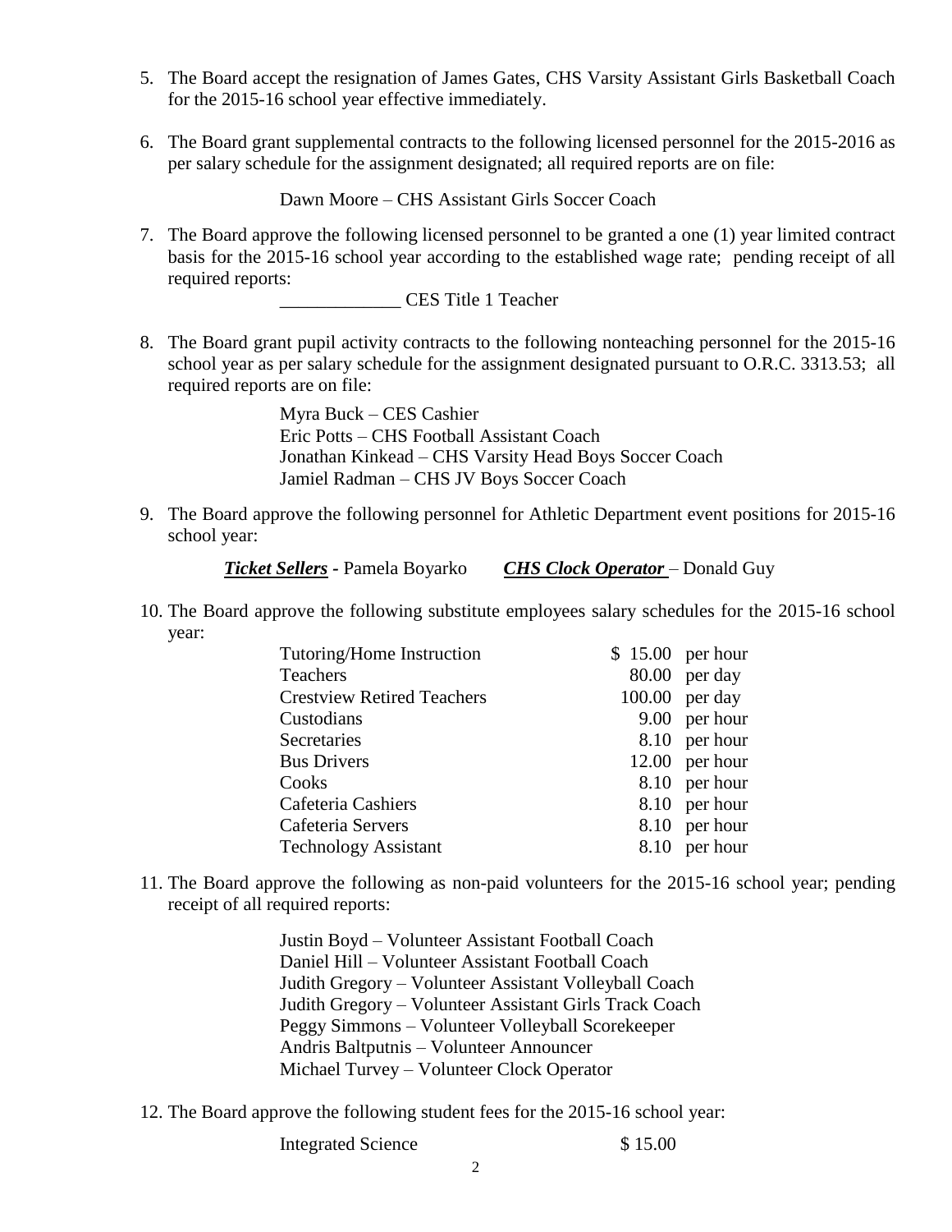5. The Board accept the resignation of James Gates, CHS Varsity Assistant Girls Basketball Coach for the 2015-16 school year effective immediately.

6. The Board grant supplemental contracts to the following licensed personnel for the 2015-2016 as per salary schedule for the assignment designated; all required reports are on file:

   Dawn Moore – CHS Assistant Girls Soccer Coach

7. The Board approve the following licensed personnel to be granted a one (1) year limited contract basis for the 2015-16 school year according to the established wage rate; pending receipt of all required reports:

   _____________ CES Title 1 Teacher

8. The Board grant pupil activity contracts to the following nonteaching personnel for the 2015-16 school year as per salary schedule for the assignment designated pursuant to O.R.C. 3313.53; all required reports are on file:

   Myra Buck – CES Cashier
   Eric Potts – CHS Football Assistant Coach
   Jonathan Kinkead – CHS Varsity Head Boys Soccer Coach
   Jamiel Radman – CHS JV Boys Soccer Coach

9. The Board approve the following personnel for Athletic Department event positions for 2015-16 school year:

   ***Ticket Sellers*** - Pamela Boyarko ***CHS Clock Operator*** – Donald Guy

10. The Board approve the following substitute employees salary schedules for the 2015-16 school year:

| | | |
|---|---|---|
| Tutoring/Home Instruction | $ 15.00 | per hour |
| Teachers | 80.00 | per day |
| Crestview Retired Teachers | 100.00 | per day |
| Custodians | 9.00 | per hour |
| Secretaries | 8.10 | per hour |
| Bus Drivers | 12.00 | per hour |
| Cooks | 8.10 | per hour |
| Cafeteria Cashiers | 8.10 | per hour |
| Cafeteria Servers | 8.10 | per hour |
| Technology Assistant | 8.10 | per hour |

11. The Board approve the following as non-paid volunteers for the 2015-16 school year; pending receipt of all required reports:

    Justin Boyd – Volunteer Assistant Football Coach
    Daniel Hill – Volunteer Assistant Football Coach
    Judith Gregory – Volunteer Assistant Volleyball Coach
    Judith Gregory – Volunteer Assistant Girls Track Coach
    Peggy Simmons – Volunteer Volleyball Scorekeeper
    Andris Baltputnis – Volunteer Announcer
    Michael Turvey – Volunteer Clock Operator

12. The Board approve the following student fees for the 2015-16 school year:

    Integrated Science $ 15.00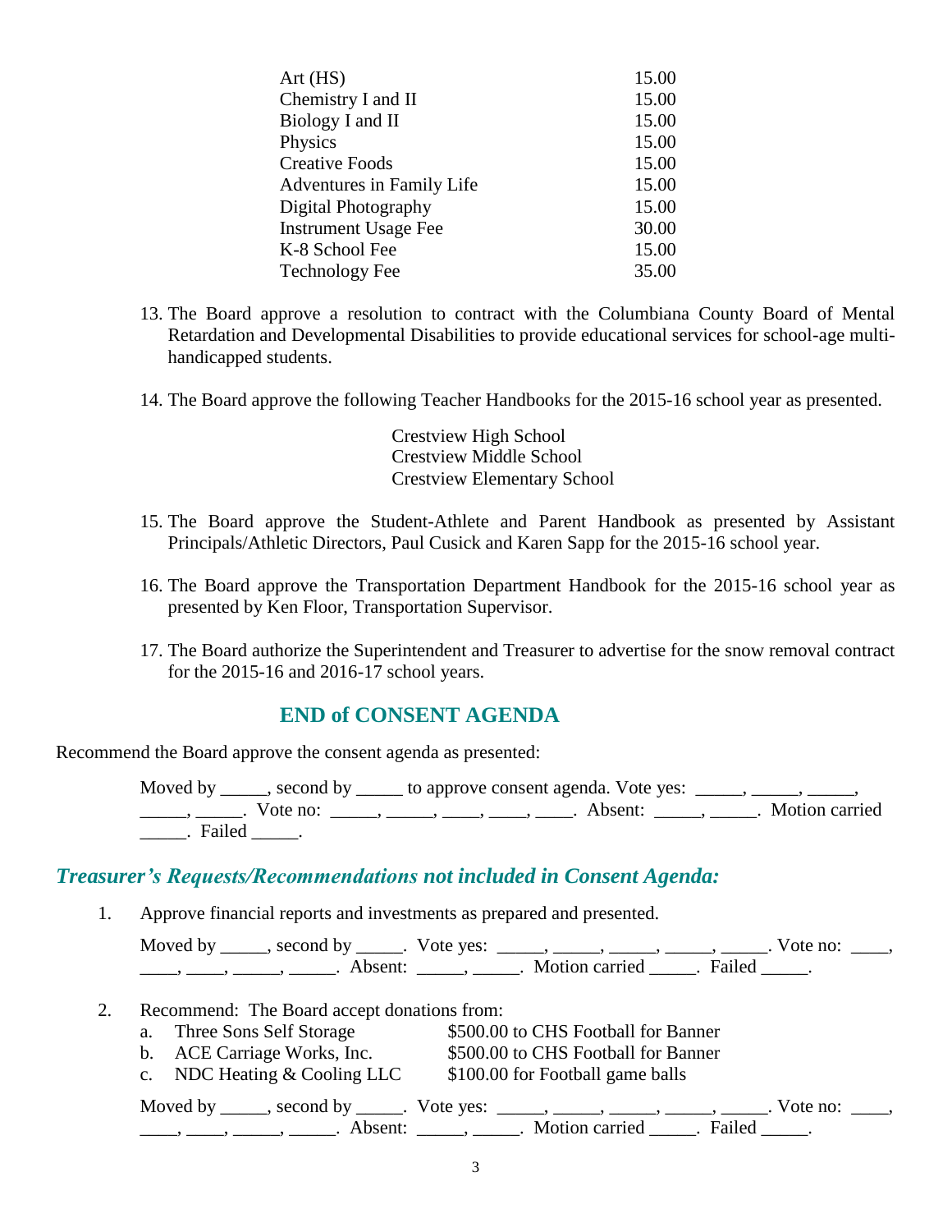| | |
|---|---|
| Art (HS) | 15.00 |
| Chemistry I and II | 15.00 |
| Biology I and II | 15.00 |
| Physics | 15.00 |
| Creative Foods | 15.00 |
| Adventures in Family Life | 15.00 |
| Digital Photography | 15.00 |
| Instrument Usage Fee | 30.00 |
| K-8 School Fee | 15.00 |
| Technology Fee | 35.00 |

13. The Board approve a resolution to contract with the Columbiana County Board of Mental Retardation and Developmental Disabilities to provide educational services for school-age multi-handicapped students.

14. The Board approve the following Teacher Handbooks for the 2015-16 school year as presented.

    Crestview High School
    Crestview Middle School
    Crestview Elementary School

15. The Board approve the Student-Athlete and Parent Handbook as presented by Assistant Principals/Athletic Directors, Paul Cusick and Karen Sapp for the 2015-16 school year.

16. The Board approve the Transportation Department Handbook for the 2015-16 school year as presented by Ken Floor, Transportation Supervisor.

17. The Board authorize the Superintendent and Treasurer to advertise for the snow removal contract for the 2015-16 and 2016-17 school years.

## END of CONSENT AGENDA

Recommend the Board approve the consent agenda as presented:

Moved by _____, second by _____ to approve consent agenda. Vote yes: _____, _____, _____, _____, _____. Vote no: _____, _____, ____, ____, ____. Absent: _____, _____. Motion carried _____. Failed _____.

## *Treasurer's Requests/Recommendations not included in Consent Agenda:*

1. Approve financial reports and investments as prepared and presented.

   Moved by _____, second by _____. Vote yes: _____, _____, _____, _____, _____. Vote no: ____, ____, ____, _____, _____. Absent: _____, _____. Motion carried _____. Failed _____.

2. Recommend: The Board accept donations from:
   a. Three Sons Self Storage — $500.00 to CHS Football for Banner
   b. ACE Carriage Works, Inc. — $500.00 to CHS Football for Banner
   c. NDC Heating & Cooling LLC — $100.00 for Football game balls

   Moved by _____, second by _____. Vote yes: _____, _____, _____, _____, _____. Vote no: ____, ____, ____, _____, _____. Absent: _____, _____. Motion carried _____. Failed _____.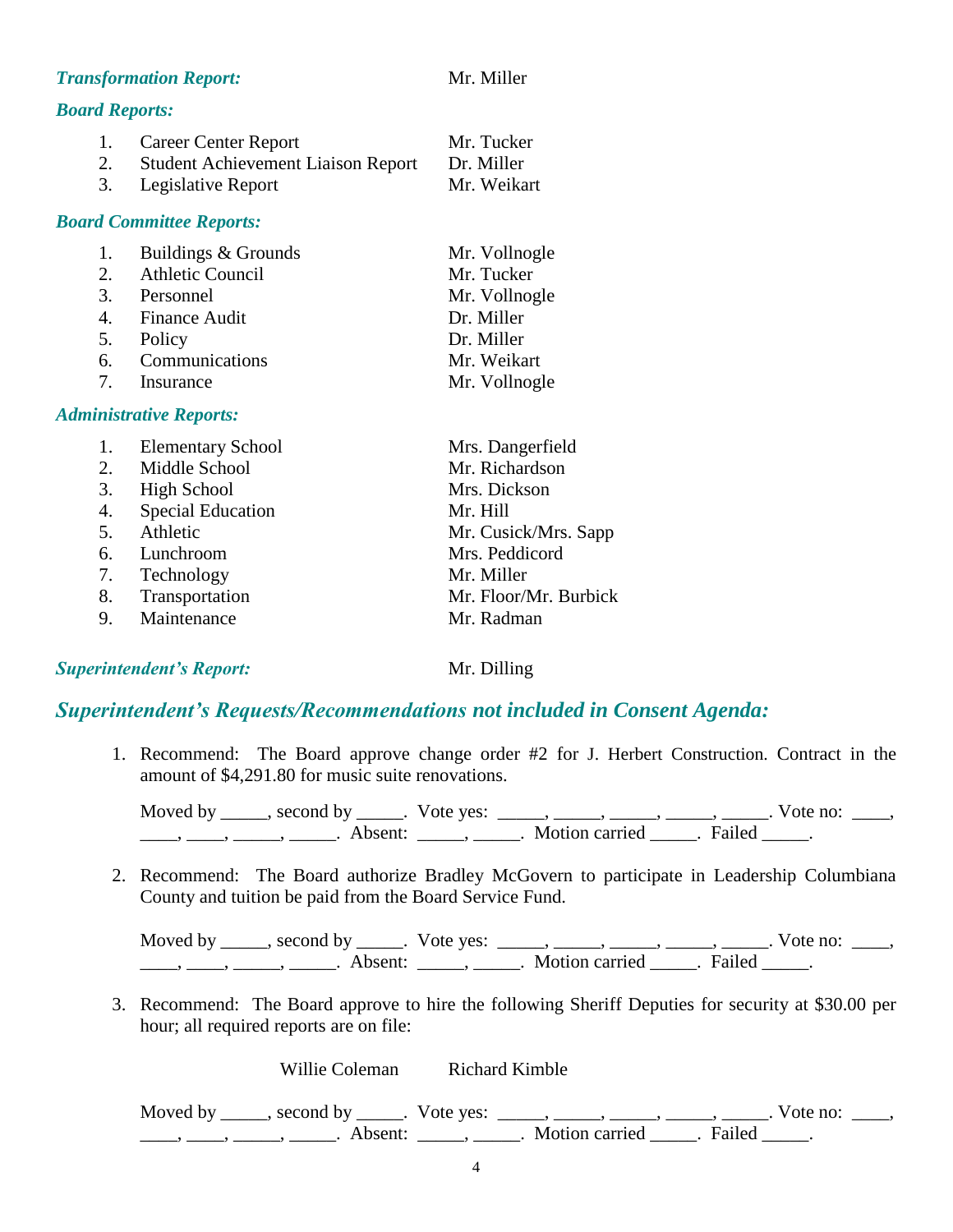***Transformation Report:*** Mr. Miller

***Board Reports:***

1. Career Center Report — Mr. Tucker
2. Student Achievement Liaison Report — Dr. Miller
3. Legislative Report — Mr. Weikart

***Board Committee Reports:***

1. Buildings & Grounds — Mr. Vollnogle
2. Athletic Council — Mr. Tucker
3. Personnel — Mr. Vollnogle
4. Finance Audit — Dr. Miller
5. Policy — Dr. Miller
6. Communications — Mr. Weikart
7. Insurance — Mr. Vollnogle

***Administrative Reports:***

1. Elementary School — Mrs. Dangerfield
2. Middle School — Mr. Richardson
3. High School — Mrs. Dickson
4. Special Education — Mr. Hill
5. Athletic — Mr. Cusick/Mrs. Sapp
6. Lunchroom — Mrs. Peddicord
7. Technology — Mr. Miller
8. Transportation — Mr. Floor/Mr. Burbick
9. Maintenance — Mr. Radman

***Superintendent's Report:*** Mr. Dilling

## *Superintendent's Requests/Recommendations not included in Consent Agenda:*

1. Recommend: The Board approve change order #2 for J. Herbert Construction. Contract in the amount of $4,291.80 for music suite renovations.

   Moved by _____, second by _____. Vote yes: _____, _____, _____, _____, _____. Vote no: ____, ____, ____, _____, _____. Absent: _____, _____. Motion carried _____. Failed _____.

2. Recommend: The Board authorize Bradley McGovern to participate in Leadership Columbiana County and tuition be paid from the Board Service Fund.

   Moved by _____, second by _____. Vote yes: _____, _____, _____, _____, _____. Vote no: ____, ____, ____, _____, _____. Absent: _____, _____. Motion carried _____. Failed _____.

3. Recommend: The Board approve to hire the following Sheriff Deputies for security at $30.00 per hour; all required reports are on file:

   Willie Coleman — Richard Kimble

   Moved by _____, second by _____. Vote yes: _____, _____, _____, _____, _____. Vote no: ____, ____, ____, _____, _____. Absent: _____, _____. Motion carried _____. Failed _____.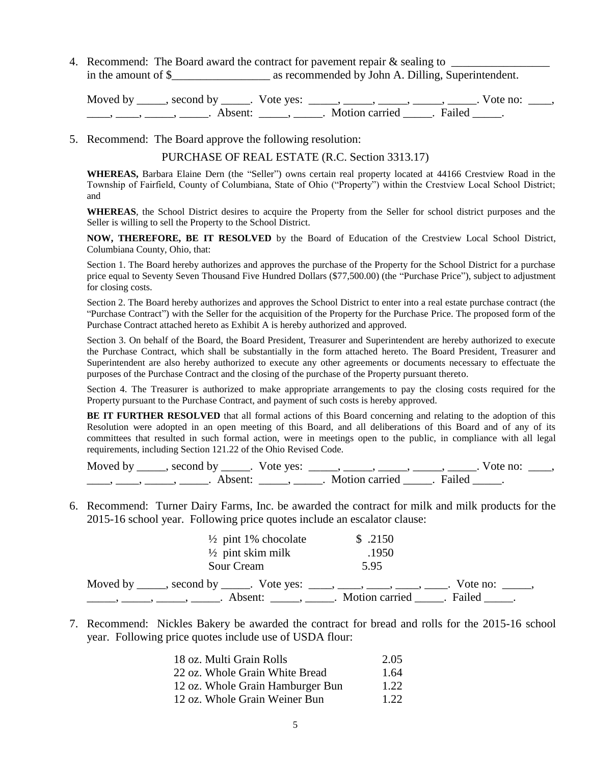4. Recommend: The Board award the contract for pavement repair & sealing to _________________ in the amount of $_________________ as recommended by John A. Dilling, Superintendent.

   Moved by _____, second by _____. Vote yes: _____, _____, _____, _____, _____. Vote no: ____, ____, ____, _____, _____. Absent: _____, _____. Motion carried _____. Failed _____.

5. Recommend: The Board approve the following resolution:

   PURCHASE OF REAL ESTATE (R.C. Section 3313.17)

   **WHEREAS,** Barbara Elaine Dern (the "Seller") owns certain real property located at 44166 Crestview Road in the Township of Fairfield, County of Columbiana, State of Ohio ("Property") within the Crestview Local School District; and

   **WHEREAS**, the School District desires to acquire the Property from the Seller for school district purposes and the Seller is willing to sell the Property to the School District.

   **NOW, THEREFORE, BE IT RESOLVED** by the Board of Education of the Crestview Local School District, Columbiana County, Ohio, that:

   Section 1. The Board hereby authorizes and approves the purchase of the Property for the School District for a purchase price equal to Seventy Seven Thousand Five Hundred Dollars ($77,500.00) (the "Purchase Price"), subject to adjustment for closing costs.

   Section 2. The Board hereby authorizes and approves the School District to enter into a real estate purchase contract (the "Purchase Contract") with the Seller for the acquisition of the Property for the Purchase Price. The proposed form of the Purchase Contract attached hereto as Exhibit A is hereby authorized and approved.

   Section 3. On behalf of the Board, the Board President, Treasurer and Superintendent are hereby authorized to execute the Purchase Contract, which shall be substantially in the form attached hereto. The Board President, Treasurer and Superintendent are also hereby authorized to execute any other agreements or documents necessary to effectuate the purposes of the Purchase Contract and the closing of the purchase of the Property pursuant thereto.

   Section 4. The Treasurer is authorized to make appropriate arrangements to pay the closing costs required for the Property pursuant to the Purchase Contract, and payment of such costs is hereby approved.

   **BE IT FURTHER RESOLVED** that all formal actions of this Board concerning and relating to the adoption of this Resolution were adopted in an open meeting of this Board, and all deliberations of this Board and of any of its committees that resulted in such formal action, were in meetings open to the public, in compliance with all legal requirements, including Section 121.22 of the Ohio Revised Code.

   Moved by _____, second by _____. Vote yes: _____, _____, _____, _____, _____. Vote no: ____, ____, ____, _____, _____. Absent: _____, _____. Motion carried _____. Failed _____.

6. Recommend: Turner Dairy Farms, Inc. be awarded the contract for milk and milk products for the 2015-16 school year. Following price quotes include an escalator clause:

   | | |
   |---|---|
   | ½ pint 1% chocolate | $ .2150 |
   | ½ pint skim milk | .1950 |
   | Sour Cream | 5.95 |

   Moved by _____, second by _____. Vote yes: ____, ____, ____, ____, ____. Vote no: _____, _____, _____, _____, _____. Absent: _____, _____. Motion carried _____. Failed _____.

7. Recommend: Nickles Bakery be awarded the contract for bread and rolls for the 2015-16 school year. Following price quotes include use of USDA flour:

   | | |
   |---|---|
   | 18 oz. Multi Grain Rolls | 2.05 |
   | 22 oz. Whole Grain White Bread | 1.64 |
   | 12 oz. Whole Grain Hamburger Bun | 1.22 |
   | 12 oz. Whole Grain Weiner Bun | 1.22 |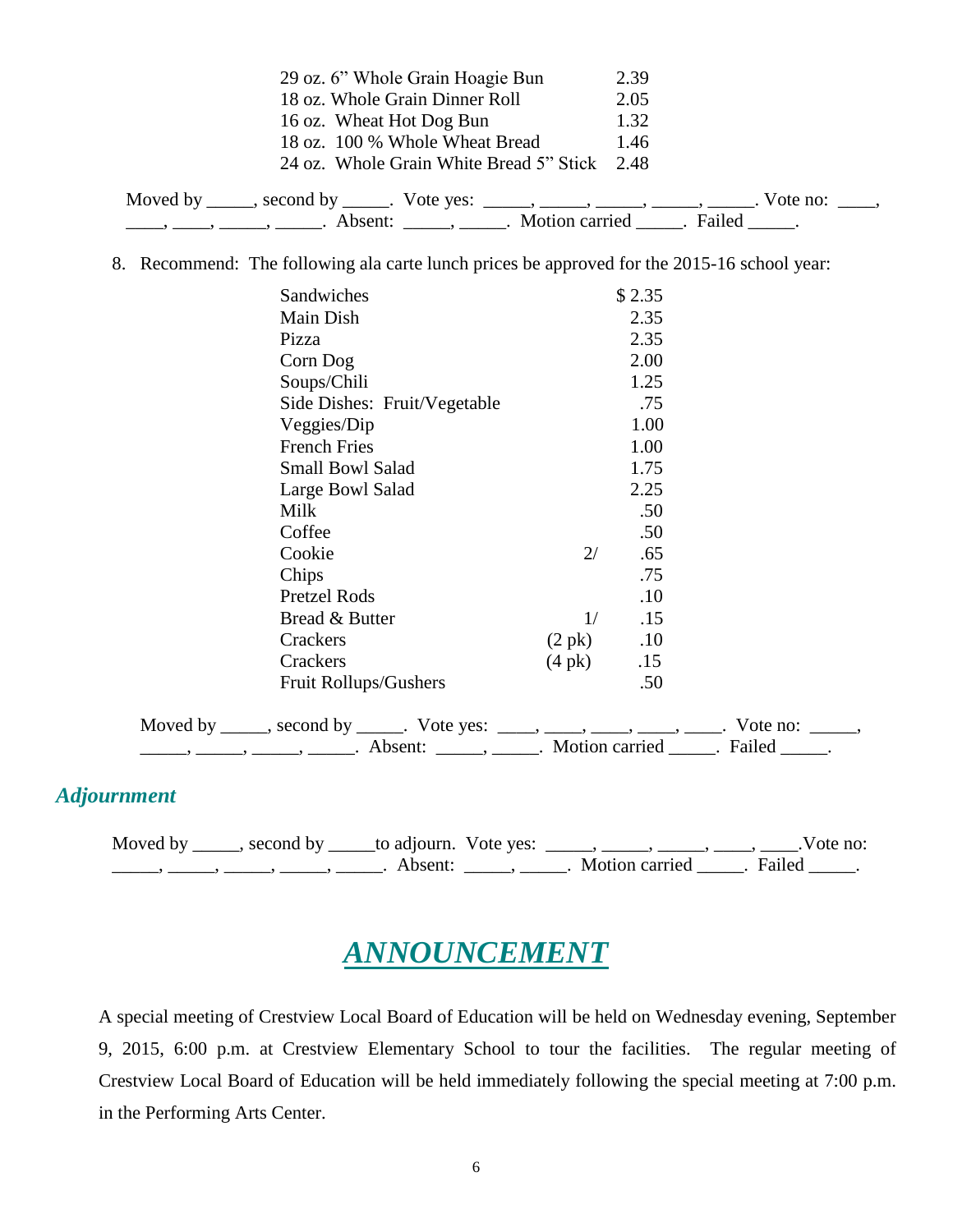| | |
|---|---|
| 29 oz. 6" Whole Grain Hoagie Bun | 2.39 |
| 18 oz. Whole Grain Dinner Roll | 2.05 |
| 16 oz. Wheat Hot Dog Bun | 1.32 |
| 18 oz. 100 % Whole Wheat Bread | 1.46 |
| 24 oz. Whole Grain White Bread 5" Stick | 2.48 |

Moved by _____, second by _____. Vote yes: _____, _____, _____, _____, _____. Vote no: ____, ____, ____, _____, _____. Absent: _____, _____. Motion carried _____. Failed _____.

8. Recommend: The following ala carte lunch prices be approved for the 2015-16 school year:

| | | |
|---|---|---|
| Sandwiches | | $ 2.35 |
| Main Dish | | 2.35 |
| Pizza | | 2.35 |
| Corn Dog | | 2.00 |
| Soups/Chili | | 1.25 |
| Side Dishes: Fruit/Vegetable | | .75 |
| Veggies/Dip | | 1.00 |
| French Fries | | 1.00 |
| Small Bowl Salad | | 1.75 |
| Large Bowl Salad | | 2.25 |
| Milk | | .50 |
| Coffee | | .50 |
| Cookie | 2/ | .65 |
| Chips | | .75 |
| Pretzel Rods | | .10 |
| Bread & Butter | 1/ | .15 |
| Crackers | (2 pk) | .10 |
| Crackers | (4 pk) | .15 |
| Fruit Rollups/Gushers | | .50 |

Moved by _____, second by _____. Vote yes: ____, ____, ____, ____, ____. Vote no: _____, _____, _____, _____, _____. Absent: _____, _____. Motion carried _____. Failed _____.

## *Adjournment*

Moved by _____, second by _____to adjourn. Vote yes: _____, _____, _____, ____, ____.Vote no: _____, _____, _____, _____, _____. Absent: _____, _____. Motion carried _____. Failed _____.

# *ANNOUNCEMENT*

A special meeting of Crestview Local Board of Education will be held on Wednesday evening, September 9, 2015, 6:00 p.m. at Crestview Elementary School to tour the facilities. The regular meeting of Crestview Local Board of Education will be held immediately following the special meeting at 7:00 p.m. in the Performing Arts Center.